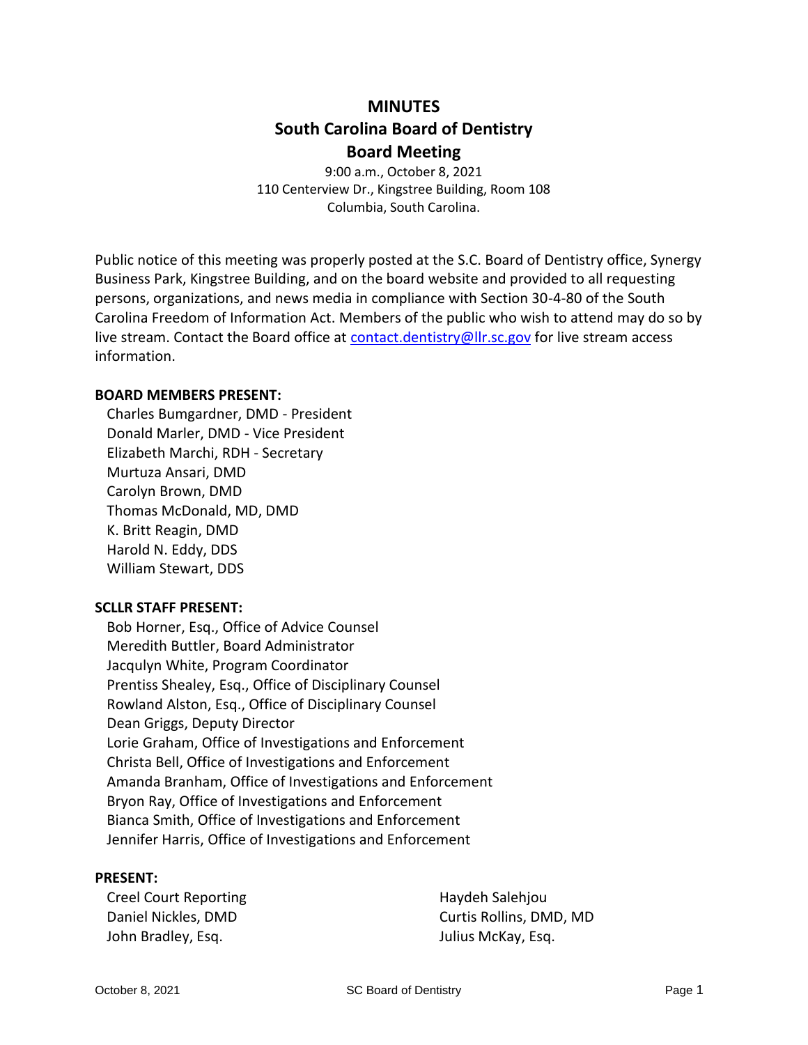# MINUTES
# South Carolina Board of Dentistry
# Board Meeting

9:00 a.m., October 8, 2021
110 Centerview Dr., Kingstree Building, Room 108
Columbia, South Carolina.

Public notice of this meeting was properly posted at the S.C. Board of Dentistry office, Synergy Business Park, Kingstree Building, and on the board website and provided to all requesting persons, organizations, and news media in compliance with Section 30-4-80 of the South Carolina Freedom of Information Act. Members of the public who wish to attend may do so by live stream. Contact the Board office at contact.dentistry@llr.sc.gov for live stream access information.

**BOARD MEMBERS PRESENT:**

Charles Bumgardner, DMD - President
Donald Marler, DMD - Vice President
Elizabeth Marchi, RDH - Secretary
Murtuza Ansari, DMD
Carolyn Brown, DMD
Thomas McDonald, MD, DMD
K. Britt Reagin, DMD
Harold N. Eddy, DDS
William Stewart, DDS

**SCLLR STAFF PRESENT:**

Bob Horner, Esq., Office of Advice Counsel
Meredith Buttler, Board Administrator
Jacqulyn White, Program Coordinator
Prentiss Shealey, Esq., Office of Disciplinary Counsel
Rowland Alston, Esq., Office of Disciplinary Counsel
Dean Griggs, Deputy Director
Lorie Graham, Office of Investigations and Enforcement
Christa Bell, Office of Investigations and Enforcement
Amanda Branham, Office of Investigations and Enforcement
Bryon Ray, Office of Investigations and Enforcement
Bianca Smith, Office of Investigations and Enforcement
Jennifer Harris, Office of Investigations and Enforcement

**PRESENT:**

Creel Court Reporting
Daniel Nickles, DMD
John Bradley, Esq.
Haydeh Salehjou
Curtis Rollins, DMD, MD
Julius McKay, Esq.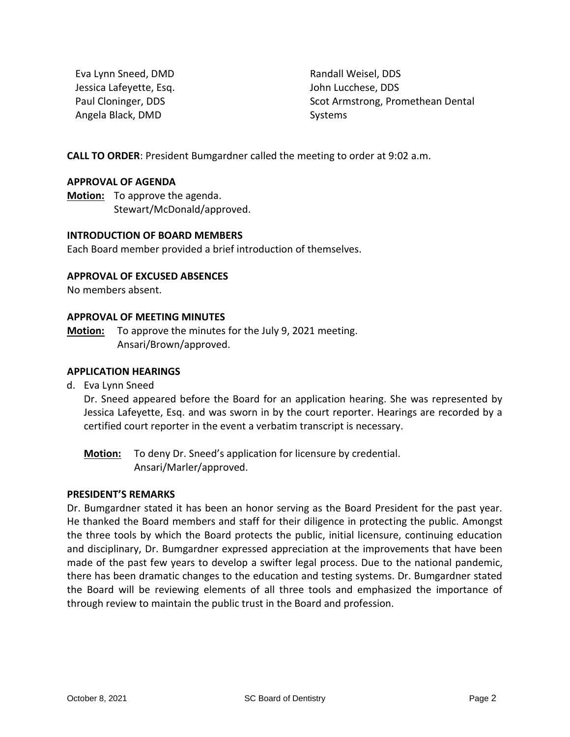Eva Lynn Sneed, DMD
Jessica Lafeyette, Esq.
Paul Cloninger, DDS
Angela Black, DMD
Randall Weisel, DDS
John Lucchese, DDS
Scot Armstrong, Promethean Dental Systems

**CALL TO ORDER**: President Bumgardner called the meeting to order at 9:02 a.m.

**APPROVAL OF AGENDA**

**Motion:** To approve the agenda.
Stewart/McDonald/approved.

**INTRODUCTION OF BOARD MEMBERS**

Each Board member provided a brief introduction of themselves.

**APPROVAL OF EXCUSED ABSENCES**

No members absent.

**APPROVAL OF MEETING MINUTES**

**Motion:** To approve the minutes for the July 9, 2021 meeting.
Ansari/Brown/approved.

**APPLICATION HEARINGS**

d. Eva Lynn Sneed

Dr. Sneed appeared before the Board for an application hearing. She was represented by Jessica Lafeyette, Esq. and was sworn in by the court reporter. Hearings are recorded by a certified court reporter in the event a verbatim transcript is necessary.

**Motion:** To deny Dr. Sneed's application for licensure by credential.
Ansari/Marler/approved.

**PRESIDENT'S REMARKS**

Dr. Bumgardner stated it has been an honor serving as the Board President for the past year. He thanked the Board members and staff for their diligence in protecting the public. Amongst the three tools by which the Board protects the public, initial licensure, continuing education and disciplinary, Dr. Bumgardner expressed appreciation at the improvements that have been made of the past few years to develop a swifter legal process. Due to the national pandemic, there has been dramatic changes to the education and testing systems. Dr. Bumgardner stated the Board will be reviewing elements of all three tools and emphasized the importance of through review to maintain the public trust in the Board and profession.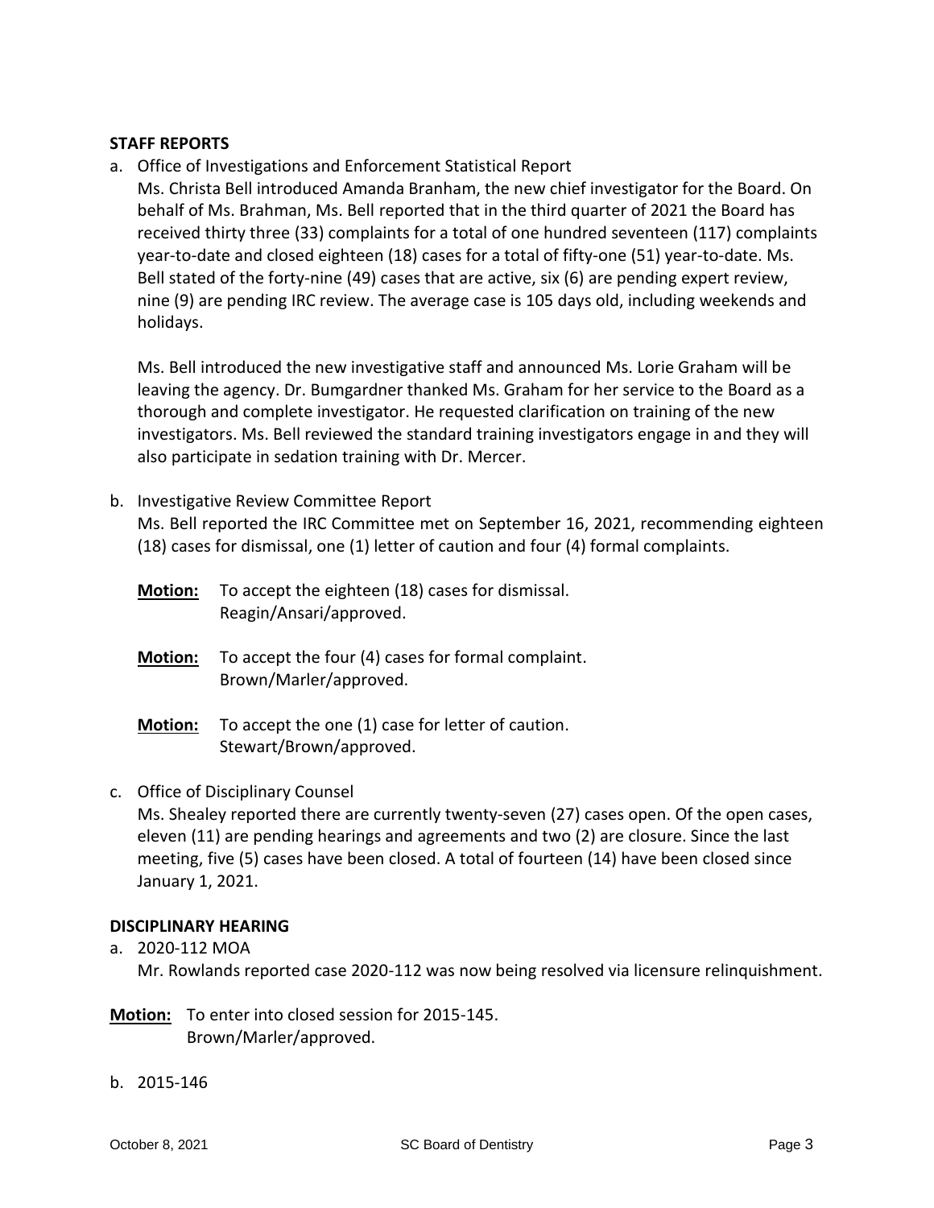**STAFF REPORTS**

a. Office of Investigations and Enforcement Statistical Report

   Ms. Christa Bell introduced Amanda Branham, the new chief investigator for the Board. On behalf of Ms. Brahman, Ms. Bell reported that in the third quarter of 2021 the Board has received thirty three (33) complaints for a total of one hundred seventeen (117) complaints year-to-date and closed eighteen (18) cases for a total of fifty-one (51) year-to-date. Ms. Bell stated of the forty-nine (49) cases that are active, six (6) are pending expert review, nine (9) are pending IRC review. The average case is 105 days old, including weekends and holidays.

   Ms. Bell introduced the new investigative staff and announced Ms. Lorie Graham will be leaving the agency. Dr. Bumgardner thanked Ms. Graham for her service to the Board as a thorough and complete investigator. He requested clarification on training of the new investigators. Ms. Bell reviewed the standard training investigators engage in and they will also participate in sedation training with Dr. Mercer.

b. Investigative Review Committee Report

   Ms. Bell reported the IRC Committee met on September 16, 2021, recommending eighteen (18) cases for dismissal, one (1) letter of caution and four (4) formal complaints.

   **Motion:** To accept the eighteen (18) cases for dismissal.
   Reagin/Ansari/approved.

   **Motion:** To accept the four (4) cases for formal complaint.
   Brown/Marler/approved.

   **Motion:** To accept the one (1) case for letter of caution.
   Stewart/Brown/approved.

c. Office of Disciplinary Counsel

   Ms. Shealey reported there are currently twenty-seven (27) cases open. Of the open cases, eleven (11) are pending hearings and agreements and two (2) are closure. Since the last meeting, five (5) cases have been closed. A total of fourteen (14) have been closed since January 1, 2021.

**DISCIPLINARY HEARING**

a. 2020-112 MOA

   Mr. Rowlands reported case 2020-112 was now being resolved via licensure relinquishment.

**Motion:** To enter into closed session for 2015-145.
Brown/Marler/approved.

b. 2015-146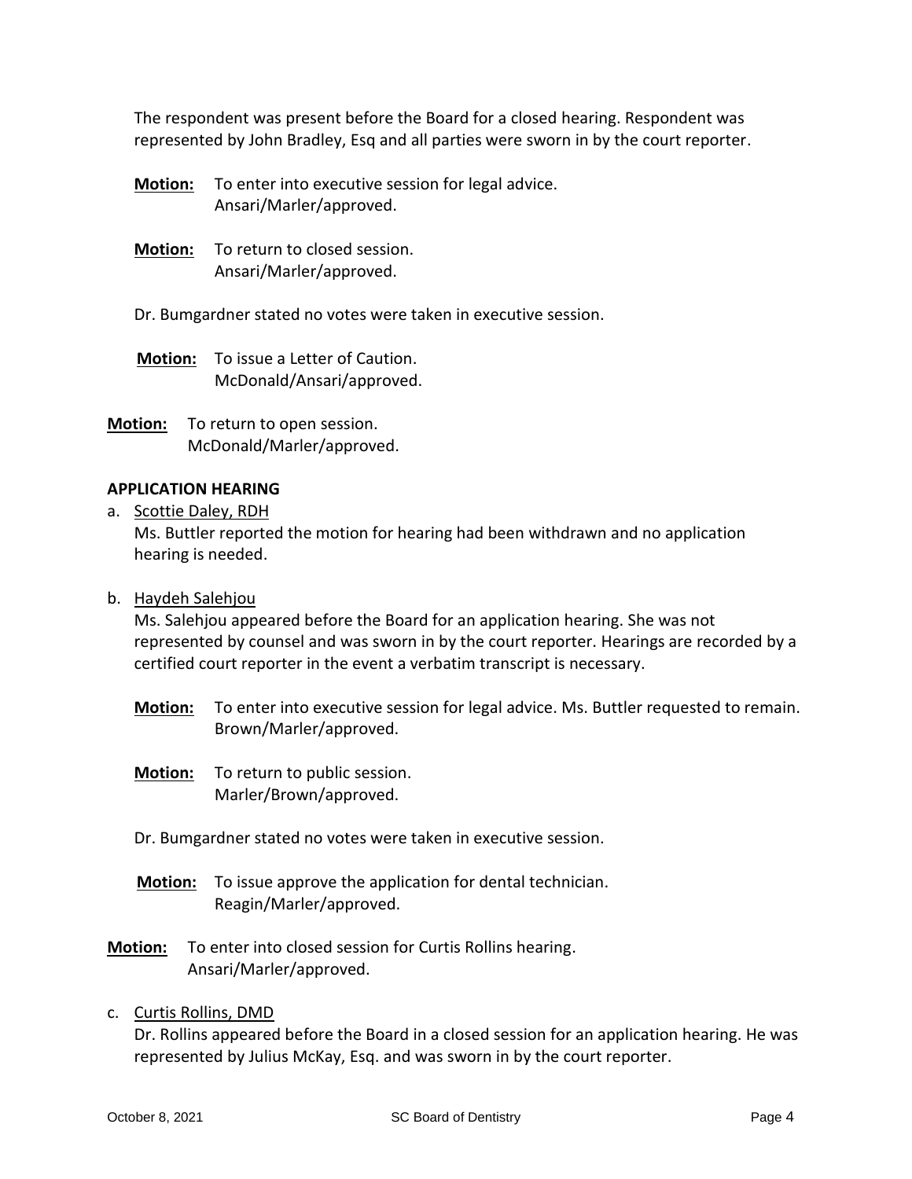The respondent was present before the Board for a closed hearing. Respondent was represented by John Bradley, Esq and all parties were sworn in by the court reporter.

**Motion:** To enter into executive session for legal advice.
Ansari/Marler/approved.

**Motion:** To return to closed session.
Ansari/Marler/approved.

Dr. Bumgardner stated no votes were taken in executive session.

**Motion:** To issue a Letter of Caution.
McDonald/Ansari/approved.

**Motion:** To return to open session.
McDonald/Marler/approved.

**APPLICATION HEARING**

a. Scottie Daley, RDH
Ms. Buttler reported the motion for hearing had been withdrawn and no application hearing is needed.

b. Haydeh Salehjou
Ms. Salehjou appeared before the Board for an application hearing. She was not represented by counsel and was sworn in by the court reporter. Hearings are recorded by a certified court reporter in the event a verbatim transcript is necessary.

**Motion:** To enter into executive session for legal advice. Ms. Buttler requested to remain.
Brown/Marler/approved.

**Motion:** To return to public session.
Marler/Brown/approved.

Dr. Bumgardner stated no votes were taken in executive session.

**Motion:** To issue approve the application for dental technician.
Reagin/Marler/approved.

**Motion:** To enter into closed session for Curtis Rollins hearing.
Ansari/Marler/approved.

c. Curtis Rollins, DMD
Dr. Rollins appeared before the Board in a closed session for an application hearing. He was represented by Julius McKay, Esq. and was sworn in by the court reporter.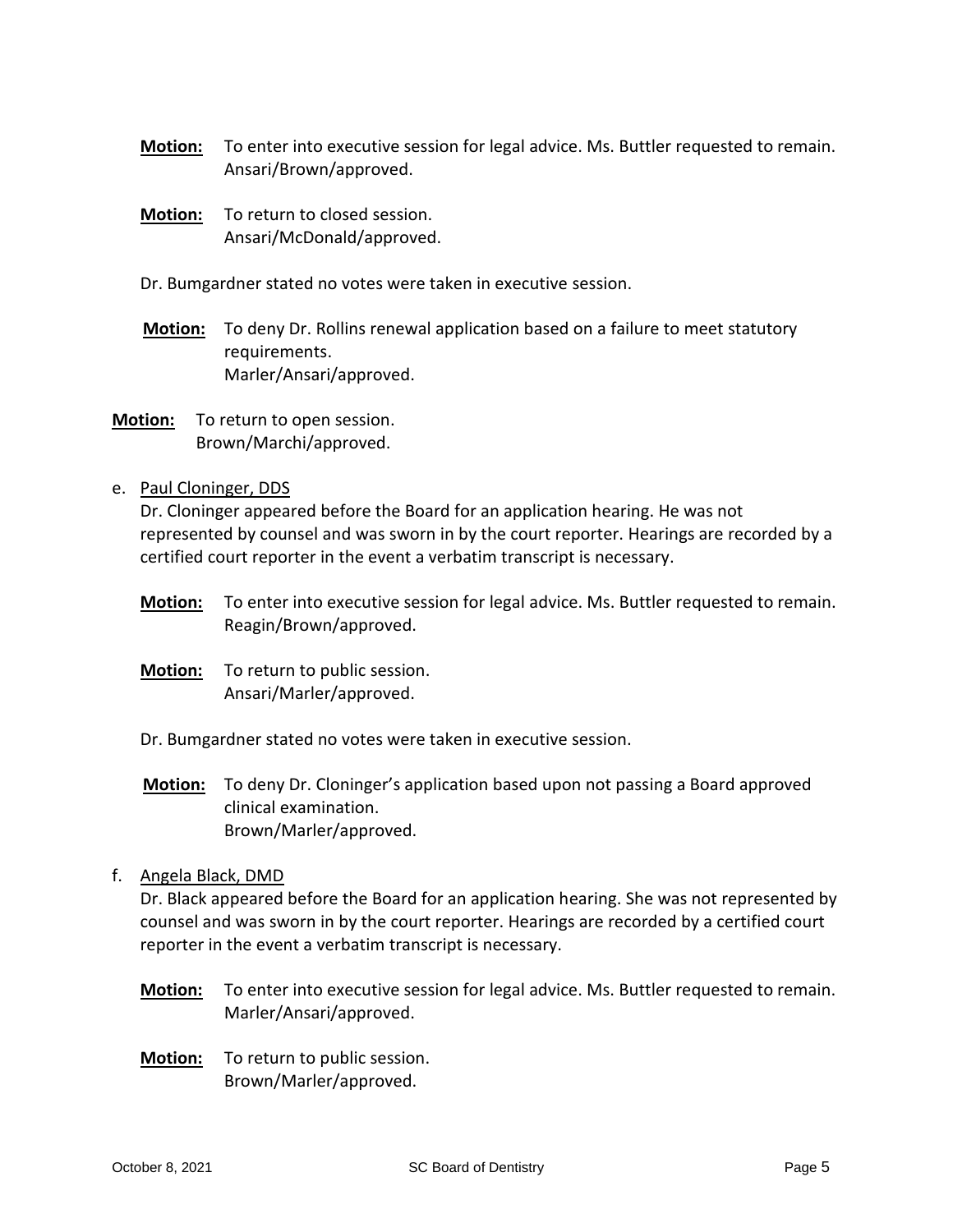**Motion:** To enter into executive session for legal advice. Ms. Buttler requested to remain. Ansari/Brown/approved.

**Motion:** To return to closed session. Ansari/McDonald/approved.

Dr. Bumgardner stated no votes were taken in executive session.

**Motion:** To deny Dr. Rollins renewal application based on a failure to meet statutory requirements. Marler/Ansari/approved.

**Motion:** To return to open session. Brown/Marchi/approved.

e. Paul Cloninger, DDS

Dr. Cloninger appeared before the Board for an application hearing. He was not represented by counsel and was sworn in by the court reporter. Hearings are recorded by a certified court reporter in the event a verbatim transcript is necessary.

**Motion:** To enter into executive session for legal advice. Ms. Buttler requested to remain. Reagin/Brown/approved.

**Motion:** To return to public session. Ansari/Marler/approved.

Dr. Bumgardner stated no votes were taken in executive session.

**Motion:** To deny Dr. Cloninger's application based upon not passing a Board approved clinical examination. Brown/Marler/approved.

f. Angela Black, DMD

Dr. Black appeared before the Board for an application hearing. She was not represented by counsel and was sworn in by the court reporter. Hearings are recorded by a certified court reporter in the event a verbatim transcript is necessary.

**Motion:** To enter into executive session for legal advice. Ms. Buttler requested to remain. Marler/Ansari/approved.

**Motion:** To return to public session. Brown/Marler/approved.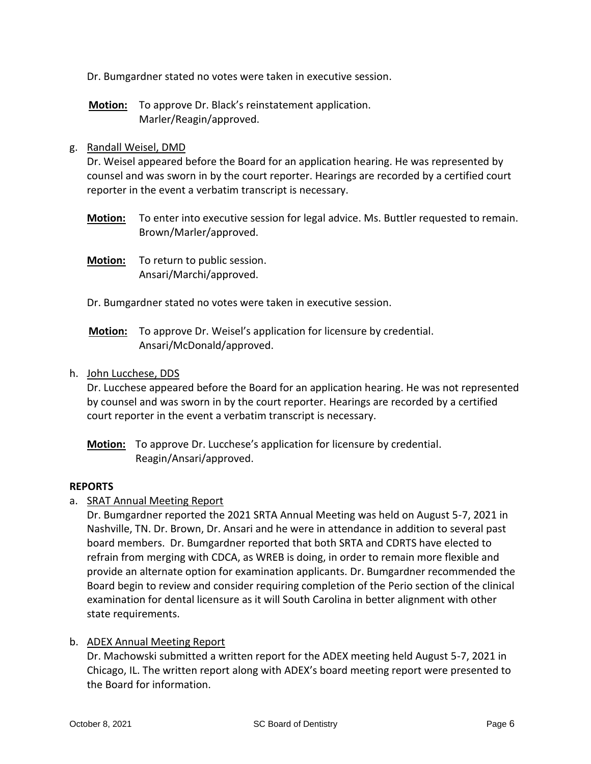Dr. Bumgardner stated no votes were taken in executive session.

**Motion:** To approve Dr. Black's reinstatement application.
Marler/Reagin/approved.

g. Randall Weisel, DMD

Dr. Weisel appeared before the Board for an application hearing. He was represented by counsel and was sworn in by the court reporter. Hearings are recorded by a certified court reporter in the event a verbatim transcript is necessary.

**Motion:** To enter into executive session for legal advice. Ms. Buttler requested to remain.
Brown/Marler/approved.

**Motion:** To return to public session.
Ansari/Marchi/approved.

Dr. Bumgardner stated no votes were taken in executive session.

**Motion:** To approve Dr. Weisel's application for licensure by credential.
Ansari/McDonald/approved.

h. John Lucchese, DDS

Dr. Lucchese appeared before the Board for an application hearing. He was not represented by counsel and was sworn in by the court reporter. Hearings are recorded by a certified court reporter in the event a verbatim transcript is necessary.

**Motion:** To approve Dr. Lucchese's application for licensure by credential.
Reagin/Ansari/approved.

**REPORTS**

a. SRAT Annual Meeting Report

Dr. Bumgardner reported the 2021 SRTA Annual Meeting was held on August 5-7, 2021 in Nashville, TN. Dr. Brown, Dr. Ansari and he were in attendance in addition to several past board members. Dr. Bumgardner reported that both SRTA and CDRTS have elected to refrain from merging with CDCA, as WREB is doing, in order to remain more flexible and provide an alternate option for examination applicants. Dr. Bumgardner recommended the Board begin to review and consider requiring completion of the Perio section of the clinical examination for dental licensure as it will South Carolina in better alignment with other state requirements.

b. ADEX Annual Meeting Report

Dr. Machowski submitted a written report for the ADEX meeting held August 5-7, 2021 in Chicago, IL. The written report along with ADEX's board meeting report were presented to the Board for information.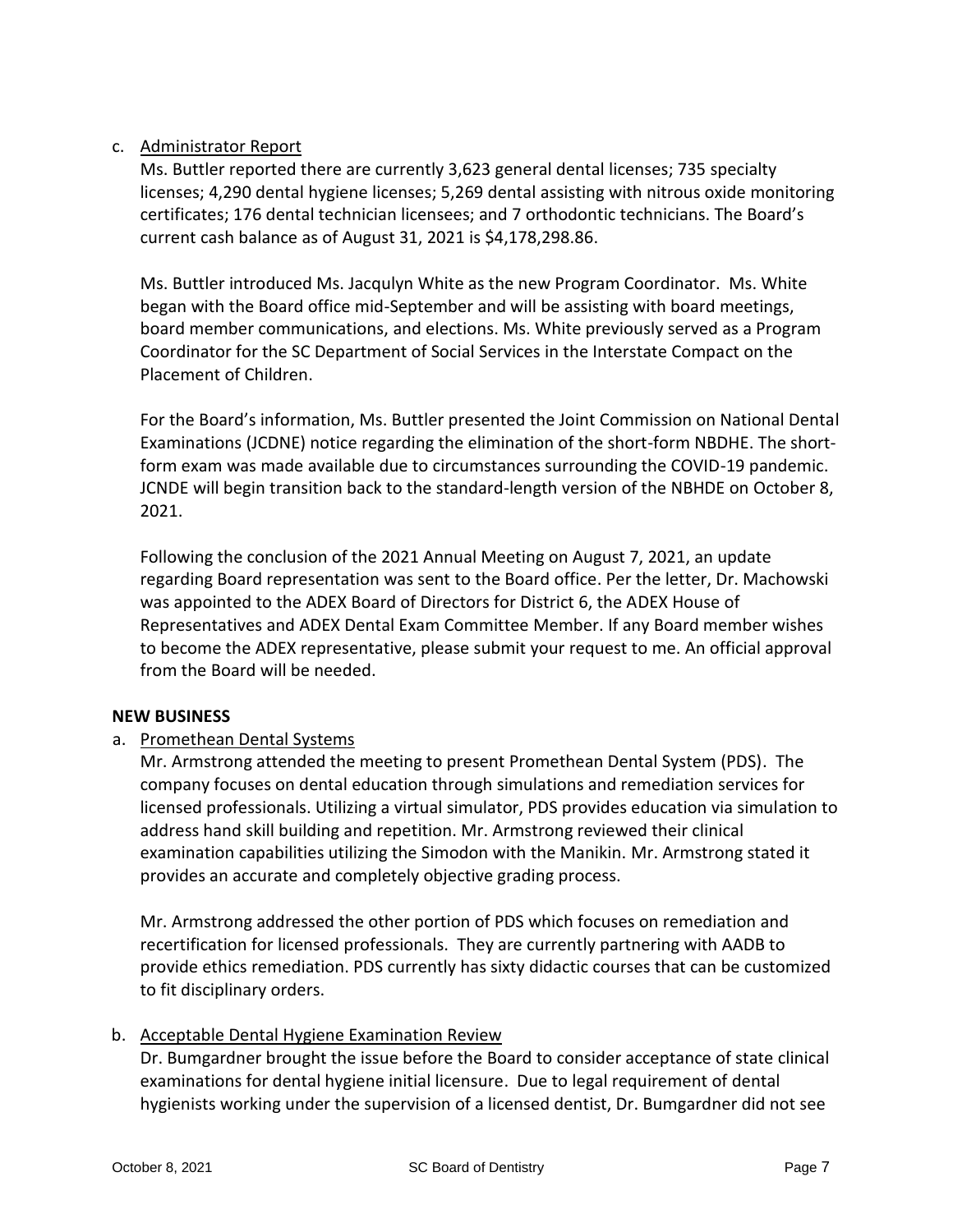c. <u>Administrator Report</u>

Ms. Buttler reported there are currently 3,623 general dental licenses; 735 specialty licenses; 4,290 dental hygiene licenses; 5,269 dental assisting with nitrous oxide monitoring certificates; 176 dental technician licensees; and 7 orthodontic technicians. The Board's current cash balance as of August 31, 2021 is $4,178,298.86.

Ms. Buttler introduced Ms. Jacqulyn White as the new Program Coordinator. Ms. White began with the Board office mid-September and will be assisting with board meetings, board member communications, and elections. Ms. White previously served as a Program Coordinator for the SC Department of Social Services in the Interstate Compact on the Placement of Children.

For the Board's information, Ms. Buttler presented the Joint Commission on National Dental Examinations (JCDNE) notice regarding the elimination of the short-form NBDHE. The short-form exam was made available due to circumstances surrounding the COVID-19 pandemic. JCNDE will begin transition back to the standard-length version of the NBHDE on October 8, 2021.

Following the conclusion of the 2021 Annual Meeting on August 7, 2021, an update regarding Board representation was sent to the Board office. Per the letter, Dr. Machowski was appointed to the ADEX Board of Directors for District 6, the ADEX House of Representatives and ADEX Dental Exam Committee Member. If any Board member wishes to become the ADEX representative, please submit your request to me. An official approval from the Board will be needed.

**NEW BUSINESS**

a. <u>Promethean Dental Systems</u>

Mr. Armstrong attended the meeting to present Promethean Dental System (PDS). The company focuses on dental education through simulations and remediation services for licensed professionals. Utilizing a virtual simulator, PDS provides education via simulation to address hand skill building and repetition. Mr. Armstrong reviewed their clinical examination capabilities utilizing the Simodon with the Manikin. Mr. Armstrong stated it provides an accurate and completely objective grading process.

Mr. Armstrong addressed the other portion of PDS which focuses on remediation and recertification for licensed professionals. They are currently partnering with AADB to provide ethics remediation. PDS currently has sixty didactic courses that can be customized to fit disciplinary orders.

b. <u>Acceptable Dental Hygiene Examination Review</u>

Dr. Bumgardner brought the issue before the Board to consider acceptance of state clinical examinations for dental hygiene initial licensure. Due to legal requirement of dental hygienists working under the supervision of a licensed dentist, Dr. Bumgardner did not see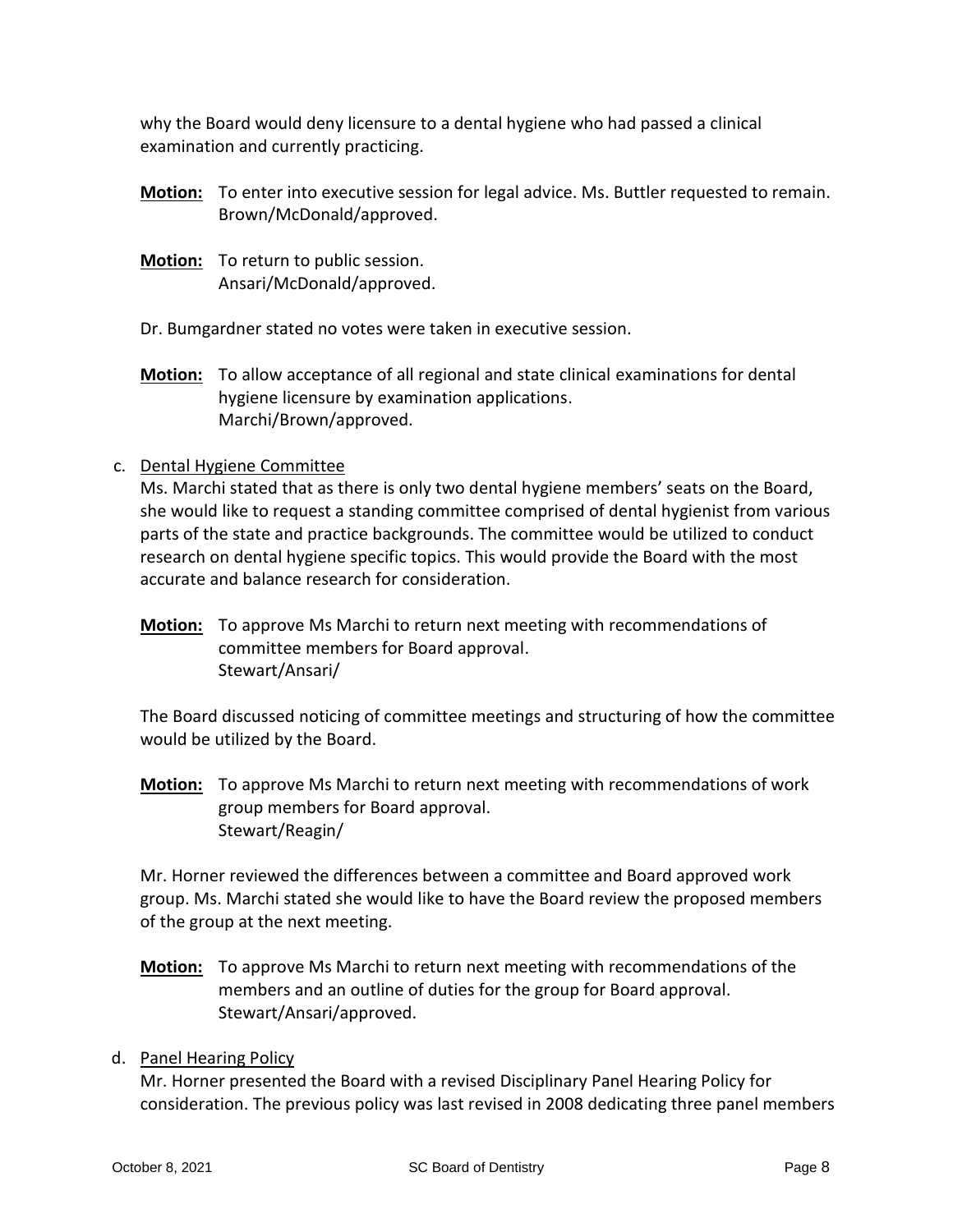why the Board would deny licensure to a dental hygiene who had passed a clinical examination and currently practicing.

**Motion:** To enter into executive session for legal advice. Ms. Buttler requested to remain. Brown/McDonald/approved.

**Motion:** To return to public session. Ansari/McDonald/approved.

Dr. Bumgardner stated no votes were taken in executive session.

**Motion:** To allow acceptance of all regional and state clinical examinations for dental hygiene licensure by examination applications. Marchi/Brown/approved.

c. Dental Hygiene Committee

Ms. Marchi stated that as there is only two dental hygiene members' seats on the Board, she would like to request a standing committee comprised of dental hygienist from various parts of the state and practice backgrounds. The committee would be utilized to conduct research on dental hygiene specific topics. This would provide the Board with the most accurate and balance research for consideration.

**Motion:** To approve Ms Marchi to return next meeting with recommendations of committee members for Board approval. Stewart/Ansari/

The Board discussed noticing of committee meetings and structuring of how the committee would be utilized by the Board.

**Motion:** To approve Ms Marchi to return next meeting with recommendations of work group members for Board approval. Stewart/Reagin/

Mr. Horner reviewed the differences between a committee and Board approved work group. Ms. Marchi stated she would like to have the Board review the proposed members of the group at the next meeting.

**Motion:** To approve Ms Marchi to return next meeting with recommendations of the members and an outline of duties for the group for Board approval. Stewart/Ansari/approved.

d. Panel Hearing Policy

Mr. Horner presented the Board with a revised Disciplinary Panel Hearing Policy for consideration. The previous policy was last revised in 2008 dedicating three panel members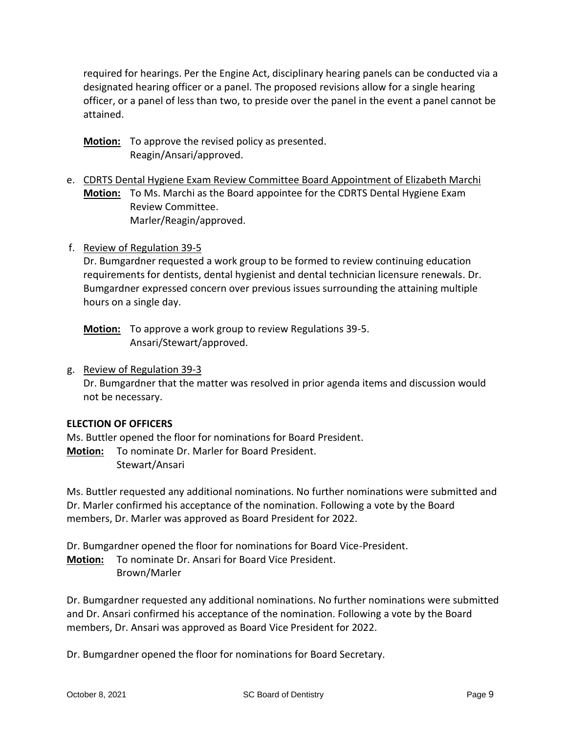required for hearings. Per the Engine Act, disciplinary hearing panels can be conducted via a designated hearing officer or a panel. The proposed revisions allow for a single hearing officer, or a panel of less than two, to preside over the panel in the event a panel cannot be attained.

**Motion:** To approve the revised policy as presented.
Reagin/Ansari/approved.

e. CDRTS Dental Hygiene Exam Review Committee Board Appointment of Elizabeth Marchi

**Motion:** To Ms. Marchi as the Board appointee for the CDRTS Dental Hygiene Exam Review Committee.
Marler/Reagin/approved.

f. Review of Regulation 39-5

Dr. Bumgardner requested a work group to be formed to review continuing education requirements for dentists, dental hygienist and dental technician licensure renewals. Dr. Bumgardner expressed concern over previous issues surrounding the attaining multiple hours on a single day.

**Motion:** To approve a work group to review Regulations 39-5.
Ansari/Stewart/approved.

g. Review of Regulation 39-3

Dr. Bumgardner that the matter was resolved in prior agenda items and discussion would not be necessary.

**ELECTION OF OFFICERS**

Ms. Buttler opened the floor for nominations for Board President.

**Motion:** To nominate Dr. Marler for Board President.
Stewart/Ansari

Ms. Buttler requested any additional nominations. No further nominations were submitted and Dr. Marler confirmed his acceptance of the nomination. Following a vote by the Board members, Dr. Marler was approved as Board President for 2022.

Dr. Bumgardner opened the floor for nominations for Board Vice-President.

**Motion:** To nominate Dr. Ansari for Board Vice President.
Brown/Marler

Dr. Bumgardner requested any additional nominations. No further nominations were submitted and Dr. Ansari confirmed his acceptance of the nomination. Following a vote by the Board members, Dr. Ansari was approved as Board Vice President for 2022.

Dr. Bumgardner opened the floor for nominations for Board Secretary.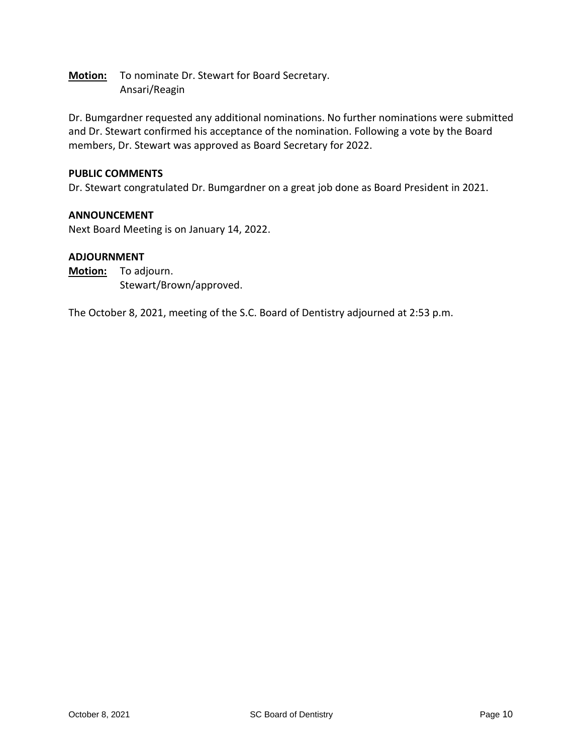**Motion:** To nominate Dr. Stewart for Board Secretary.
Ansari/Reagin

Dr. Bumgardner requested any additional nominations. No further nominations were submitted and Dr. Stewart confirmed his acceptance of the nomination. Following a vote by the Board members, Dr. Stewart was approved as Board Secretary for 2022.

**PUBLIC COMMENTS**

Dr. Stewart congratulated Dr. Bumgardner on a great job done as Board President in 2021.

**ANNOUNCEMENT**

Next Board Meeting is on January 14, 2022.

**ADJOURNMENT**

**Motion:** To adjourn.
Stewart/Brown/approved.

The October 8, 2021, meeting of the S.C. Board of Dentistry adjourned at 2:53 p.m.